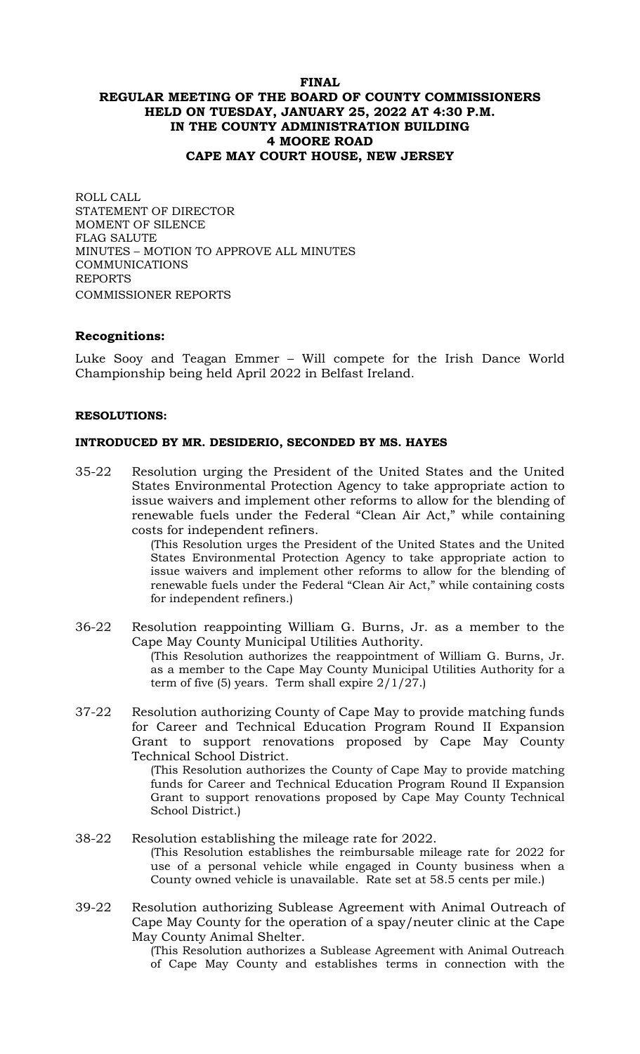# FINAL
# REGULAR MEETING OF THE BOARD OF COUNTY COMMISSIONERS HELD ON TUESDAY, JANUARY 25, 2022 AT 4:30 P.M. IN THE COUNTY ADMINISTRATION BUILDING 4 MOORE ROAD CAPE MAY COURT HOUSE, NEW JERSEY

ROLL CALL
STATEMENT OF DIRECTOR
MOMENT OF SILENCE
FLAG SALUTE
MINUTES – MOTION TO APPROVE ALL MINUTES
COMMUNICATIONS
REPORTS
COMMISSIONER REPORTS

**Recognitions:**

Luke Sooy and Teagan Emmer – Will compete for the Irish Dance World Championship being held April 2022 in Belfast Ireland.

**RESOLUTIONS:**

**INTRODUCED BY MR. DESIDERIO, SECONDED BY MS. HAYES**

35-22 Resolution urging the President of the United States and the United States Environmental Protection Agency to take appropriate action to issue waivers and implement other reforms to allow for the blending of renewable fuels under the Federal "Clean Air Act," while containing costs for independent refiners.
(This Resolution urges the President of the United States and the United States Environmental Protection Agency to take appropriate action to issue waivers and implement other reforms to allow for the blending of renewable fuels under the Federal "Clean Air Act," while containing costs for independent refiners.)

36-22 Resolution reappointing William G. Burns, Jr. as a member to the Cape May County Municipal Utilities Authority.
(This Resolution authorizes the reappointment of William G. Burns, Jr. as a member to the Cape May County Municipal Utilities Authority for a term of five (5) years. Term shall expire 2/1/27.)

37-22 Resolution authorizing County of Cape May to provide matching funds for Career and Technical Education Program Round II Expansion Grant to support renovations proposed by Cape May County Technical School District.
(This Resolution authorizes the County of Cape May to provide matching funds for Career and Technical Education Program Round II Expansion Grant to support renovations proposed by Cape May County Technical School District.)

38-22 Resolution establishing the mileage rate for 2022.
(This Resolution establishes the reimbursable mileage rate for 2022 for use of a personal vehicle while engaged in County business when a County owned vehicle is unavailable. Rate set at 58.5 cents per mile.)

39-22 Resolution authorizing Sublease Agreement with Animal Outreach of Cape May County for the operation of a spay/neuter clinic at the Cape May County Animal Shelter.
(This Resolution authorizes a Sublease Agreement with Animal Outreach of Cape May County and establishes terms in connection with the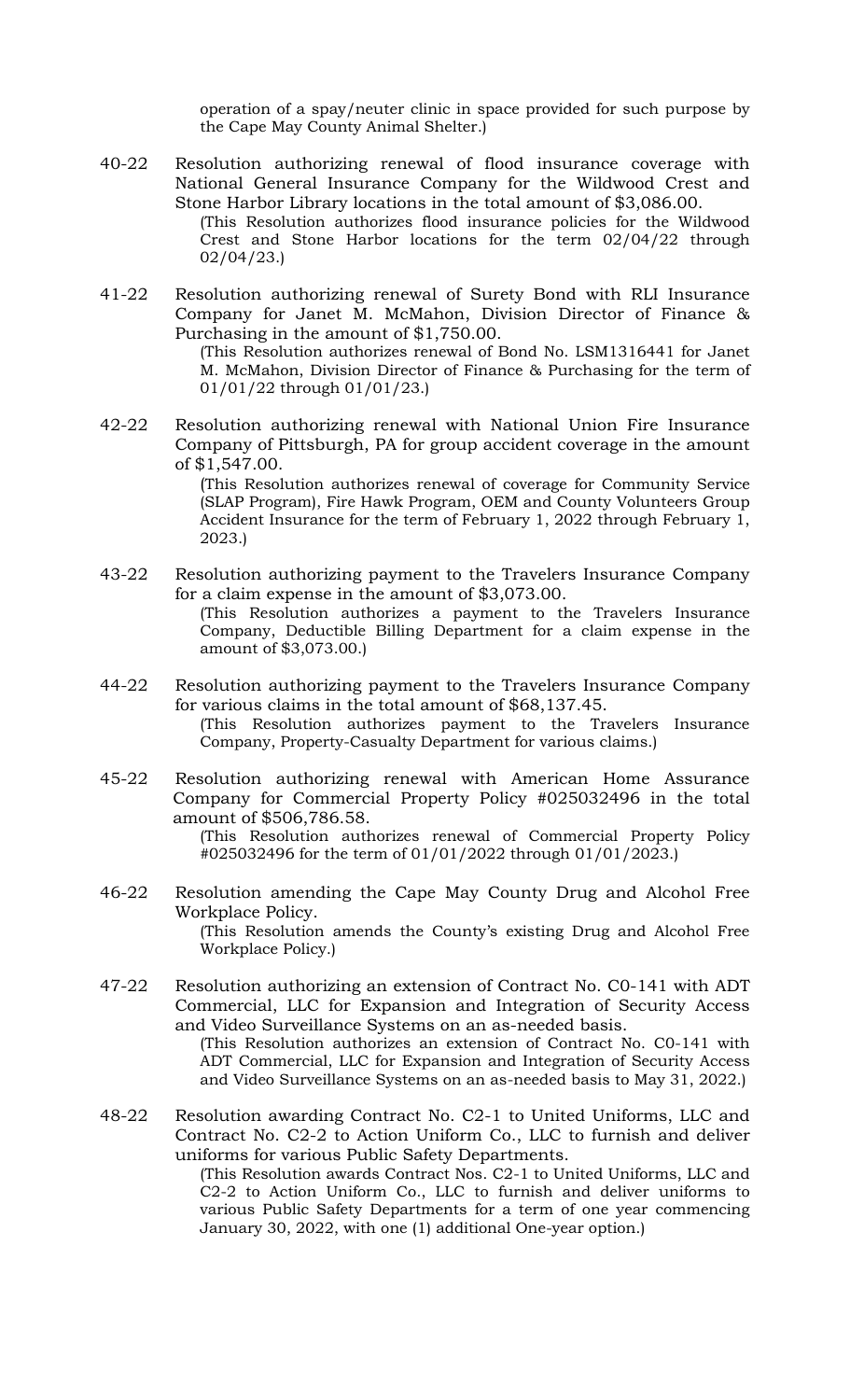operation of a spay/neuter clinic in space provided for such purpose by the Cape May County Animal Shelter.)

40-22 Resolution authorizing renewal of flood insurance coverage with National General Insurance Company for the Wildwood Crest and Stone Harbor Library locations in the total amount of $3,086.00.

(This Resolution authorizes flood insurance policies for the Wildwood Crest and Stone Harbor locations for the term 02/04/22 through 02/04/23.)

41-22 Resolution authorizing renewal of Surety Bond with RLI Insurance Company for Janet M. McMahon, Division Director of Finance & Purchasing in the amount of $1,750.00.

(This Resolution authorizes renewal of Bond No. LSM1316441 for Janet M. McMahon, Division Director of Finance & Purchasing for the term of 01/01/22 through 01/01/23.)

42-22 Resolution authorizing renewal with National Union Fire Insurance Company of Pittsburgh, PA for group accident coverage in the amount of $1,547.00.

(This Resolution authorizes renewal of coverage for Community Service (SLAP Program), Fire Hawk Program, OEM and County Volunteers Group Accident Insurance for the term of February 1, 2022 through February 1, 2023.)

43-22 Resolution authorizing payment to the Travelers Insurance Company for a claim expense in the amount of $3,073.00.

(This Resolution authorizes a payment to the Travelers Insurance Company, Deductible Billing Department for a claim expense in the amount of $3,073.00.)

44-22 Resolution authorizing payment to the Travelers Insurance Company for various claims in the total amount of $68,137.45.

(This Resolution authorizes payment to the Travelers Insurance Company, Property-Casualty Department for various claims.)

45-22 Resolution authorizing renewal with American Home Assurance Company for Commercial Property Policy #025032496 in the total amount of $506,786.58.

(This Resolution authorizes renewal of Commercial Property Policy #025032496 for the term of 01/01/2022 through 01/01/2023.)

46-22 Resolution amending the Cape May County Drug and Alcohol Free Workplace Policy.

(This Resolution amends the County's existing Drug and Alcohol Free Workplace Policy.)

47-22 Resolution authorizing an extension of Contract No. C0-141 with ADT Commercial, LLC for Expansion and Integration of Security Access and Video Surveillance Systems on an as-needed basis.

(This Resolution authorizes an extension of Contract No. C0-141 with ADT Commercial, LLC for Expansion and Integration of Security Access and Video Surveillance Systems on an as-needed basis to May 31, 2022.)

48-22 Resolution awarding Contract No. C2-1 to United Uniforms, LLC and Contract No. C2-2 to Action Uniform Co., LLC to furnish and deliver uniforms for various Public Safety Departments.

(This Resolution awards Contract Nos. C2-1 to United Uniforms, LLC and C2-2 to Action Uniform Co., LLC to furnish and deliver uniforms to various Public Safety Departments for a term of one year commencing January 30, 2022, with one (1) additional One-year option.)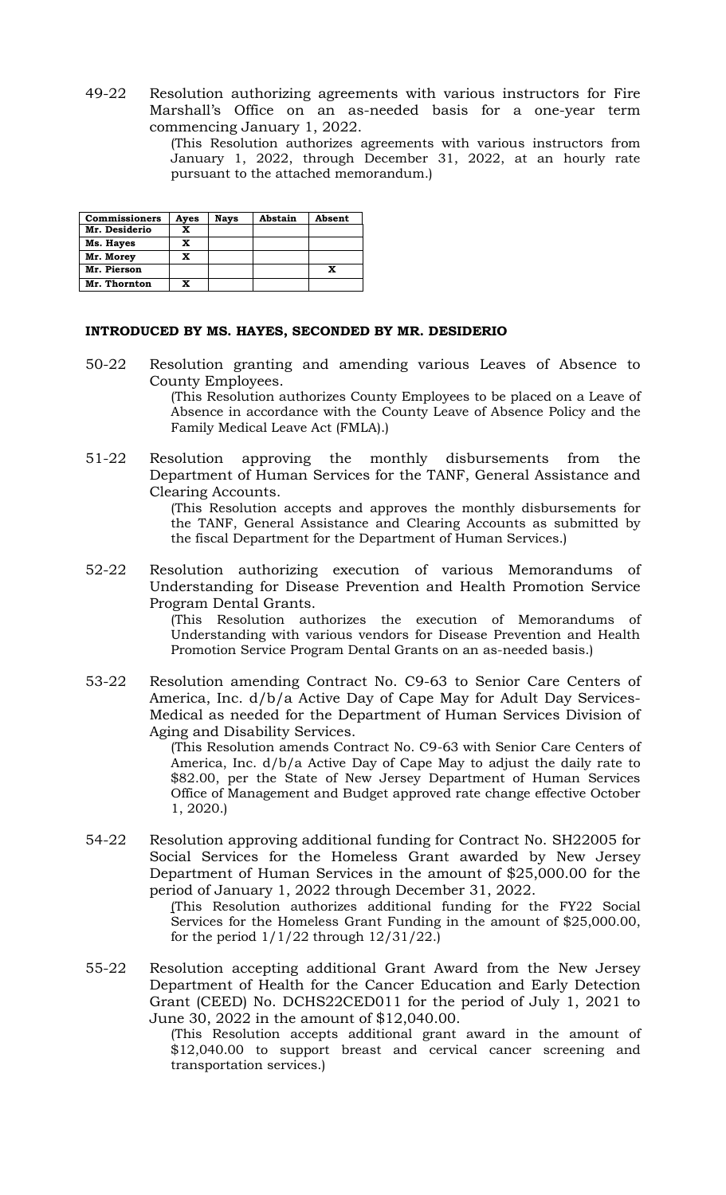49-22 Resolution authorizing agreements with various instructors for Fire Marshall's Office on an as-needed basis for a one-year term commencing January 1, 2022.

(This Resolution authorizes agreements with various instructors from January 1, 2022, through December 31, 2022, at an hourly rate pursuant to the attached memorandum.)

| Commissioners | Ayes | Nays | Abstain | Absent |
|---|---|---|---|---|
| Mr. Desiderio | X | | | |
| Ms. Hayes | X | | | |
| Mr. Morey | X | | | |
| Mr. Pierson | | | | X |
| Mr. Thornton | X | | | |

**INTRODUCED BY MS. HAYES, SECONDED BY MR. DESIDERIO**

50-22 Resolution granting and amending various Leaves of Absence to County Employees.

(This Resolution authorizes County Employees to be placed on a Leave of Absence in accordance with the County Leave of Absence Policy and the Family Medical Leave Act (FMLA).)

51-22 Resolution approving the monthly disbursements from the Department of Human Services for the TANF, General Assistance and Clearing Accounts.

(This Resolution accepts and approves the monthly disbursements for the TANF, General Assistance and Clearing Accounts as submitted by the fiscal Department for the Department of Human Services.)

52-22 Resolution authorizing execution of various Memorandums of Understanding for Disease Prevention and Health Promotion Service Program Dental Grants.

(This Resolution authorizes the execution of Memorandums of Understanding with various vendors for Disease Prevention and Health Promotion Service Program Dental Grants on an as-needed basis.)

53-22 Resolution amending Contract No. C9-63 to Senior Care Centers of America, Inc. d/b/a Active Day of Cape May for Adult Day Services-Medical as needed for the Department of Human Services Division of Aging and Disability Services.

(This Resolution amends Contract No. C9-63 with Senior Care Centers of America, Inc. d/b/a Active Day of Cape May to adjust the daily rate to \$82.00, per the State of New Jersey Department of Human Services Office of Management and Budget approved rate change effective October 1, 2020.)

54-22 Resolution approving additional funding for Contract No. SH22005 for Social Services for the Homeless Grant awarded by New Jersey Department of Human Services in the amount of \$25,000.00 for the period of January 1, 2022 through December 31, 2022.

(This Resolution authorizes additional funding for the FY22 Social Services for the Homeless Grant Funding in the amount of \$25,000.00, for the period 1/1/22 through 12/31/22.)

55-22 Resolution accepting additional Grant Award from the New Jersey Department of Health for the Cancer Education and Early Detection Grant (CEED) No. DCHS22CED011 for the period of July 1, 2021 to June 30, 2022 in the amount of \$12,040.00.

(This Resolution accepts additional grant award in the amount of \$12,040.00 to support breast and cervical cancer screening and transportation services.)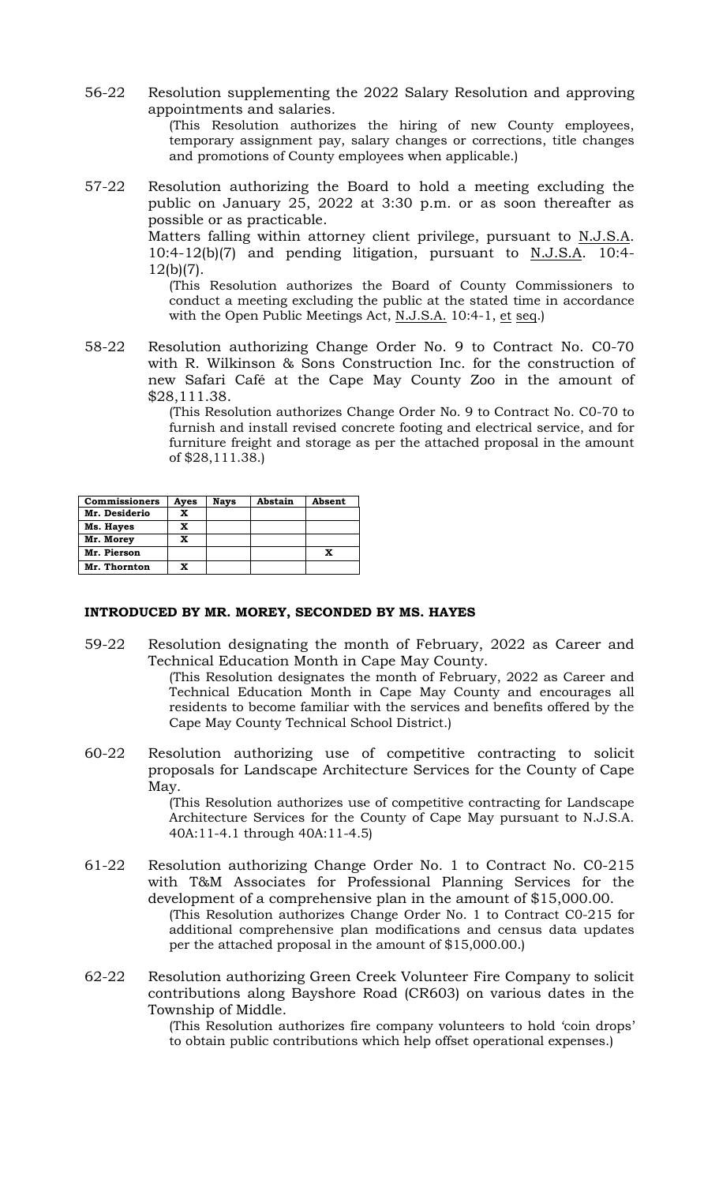56-22 Resolution supplementing the 2022 Salary Resolution and approving appointments and salaries.

(This Resolution authorizes the hiring of new County employees, temporary assignment pay, salary changes or corrections, title changes and promotions of County employees when applicable.)

57-22 Resolution authorizing the Board to hold a meeting excluding the public on January 25, 2022 at 3:30 p.m. or as soon thereafter as possible or as practicable.

Matters falling within attorney client privilege, pursuant to N.J.S.A. 10:4-12(b)(7) and pending litigation, pursuant to N.J.S.A. 10:4-12(b)(7).

(This Resolution authorizes the Board of County Commissioners to conduct a meeting excluding the public at the stated time in accordance with the Open Public Meetings Act, N.J.S.A. 10:4-1, et seq.)

58-22 Resolution authorizing Change Order No. 9 to Contract No. C0-70 with R. Wilkinson & Sons Construction Inc. for the construction of new Safari Café at the Cape May County Zoo in the amount of $28,111.38.

(This Resolution authorizes Change Order No. 9 to Contract No. C0-70 to furnish and install revised concrete footing and electrical service, and for furniture freight and storage as per the attached proposal in the amount of $28,111.38.)

| Commissioners | Ayes | Nays | Abstain | Absent |
|---|---|---|---|---|
| Mr. Desiderio | X | | | |
| Ms. Hayes | X | | | |
| Mr. Morey | X | | | |
| Mr. Pierson | | | | X |
| Mr. Thornton | X | | | |

**INTRODUCED BY MR. MOREY, SECONDED BY MS. HAYES**

59-22 Resolution designating the month of February, 2022 as Career and Technical Education Month in Cape May County.

(This Resolution designates the month of February, 2022 as Career and Technical Education Month in Cape May County and encourages all residents to become familiar with the services and benefits offered by the Cape May County Technical School District.)

60-22 Resolution authorizing use of competitive contracting to solicit proposals for Landscape Architecture Services for the County of Cape May.

(This Resolution authorizes use of competitive contracting for Landscape Architecture Services for the County of Cape May pursuant to N.J.S.A. 40A:11-4.1 through 40A:11-4.5)

61-22 Resolution authorizing Change Order No. 1 to Contract No. C0-215 with T&M Associates for Professional Planning Services for the development of a comprehensive plan in the amount of $15,000.00.

(This Resolution authorizes Change Order No. 1 to Contract C0-215 for additional comprehensive plan modifications and census data updates per the attached proposal in the amount of $15,000.00.)

62-22 Resolution authorizing Green Creek Volunteer Fire Company to solicit contributions along Bayshore Road (CR603) on various dates in the Township of Middle.

(This Resolution authorizes fire company volunteers to hold 'coin drops' to obtain public contributions which help offset operational expenses.)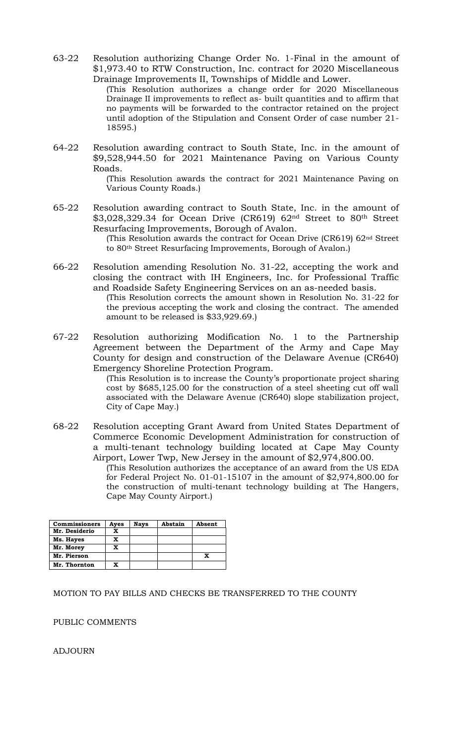63-22 Resolution authorizing Change Order No. 1-Final in the amount of $1,973.40 to RTW Construction, Inc. contract for 2020 Miscellaneous Drainage Improvements II, Townships of Middle and Lower.

(This Resolution authorizes a change order for 2020 Miscellaneous Drainage II improvements to reflect as- built quantities and to affirm that no payments will be forwarded to the contractor retained on the project until adoption of the Stipulation and Consent Order of case number 21-18595.)

64-22 Resolution awarding contract to South State, Inc. in the amount of $9,528,944.50 for 2021 Maintenance Paving on Various County Roads.

(This Resolution awards the contract for 2021 Maintenance Paving on Various County Roads.)

65-22 Resolution awarding contract to South State, Inc. in the amount of $3,028,329.34 for Ocean Drive (CR619) 62nd Street to 80th Street Resurfacing Improvements, Borough of Avalon.

(This Resolution awards the contract for Ocean Drive (CR619) 62nd Street to 80th Street Resurfacing Improvements, Borough of Avalon.)

66-22 Resolution amending Resolution No. 31-22, accepting the work and closing the contract with IH Engineers, Inc. for Professional Traffic and Roadside Safety Engineering Services on an as-needed basis.

(This Resolution corrects the amount shown in Resolution No. 31-22 for the previous accepting the work and closing the contract. The amended amount to be released is $33,929.69.)

67-22 Resolution authorizing Modification No. 1 to the Partnership Agreement between the Department of the Army and Cape May County for design and construction of the Delaware Avenue (CR640) Emergency Shoreline Protection Program.

(This Resolution is to increase the County's proportionate project sharing cost by $685,125.00 for the construction of a steel sheeting cut off wall associated with the Delaware Avenue (CR640) slope stabilization project, City of Cape May.)

68-22 Resolution accepting Grant Award from United States Department of Commerce Economic Development Administration for construction of a multi-tenant technology building located at Cape May County Airport, Lower Twp, New Jersey in the amount of $2,974,800.00.

(This Resolution authorizes the acceptance of an award from the US EDA for Federal Project No. 01-01-15107 in the amount of $2,974,800.00 for the construction of multi-tenant technology building at The Hangers, Cape May County Airport.)

| Commissioners | Ayes | Nays | Abstain | Absent |
|---|---|---|---|---|
| Mr. Desiderio | X | | | |
| Ms. Hayes | X | | | |
| Mr. Morey | X | | | |
| Mr. Pierson | | | | X |
| Mr. Thornton | X | | | |

MOTION TO PAY BILLS AND CHECKS BE TRANSFERRED TO THE COUNTY

PUBLIC COMMENTS

ADJOURN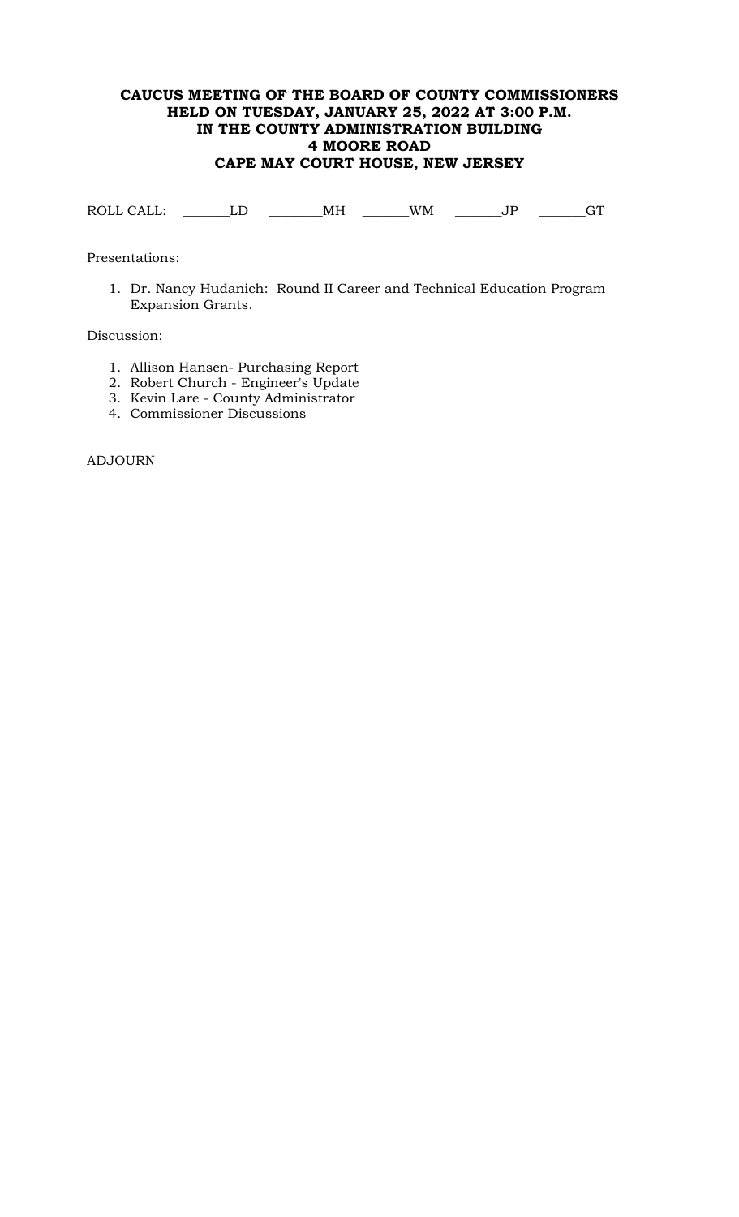**CAUCUS MEETING OF THE BOARD OF COUNTY COMMISSIONERS**
**HELD ON TUESDAY, JANUARY 25, 2022 AT 3:00 P.M.**
**IN THE COUNTY ADMINISTRATION BUILDING**
**4 MOORE ROAD**
**CAPE MAY COURT HOUSE, NEW JERSEY**

ROLL CALL: _______LD ________MH _______WM _______JP _______GT

Presentations:

1. Dr. Nancy Hudanich: Round II Career and Technical Education Program Expansion Grants.

Discussion:

1. Allison Hansen- Purchasing Report
2. Robert Church - Engineer's Update
3. Kevin Lare - County Administrator
4. Commissioner Discussions

ADJOURN